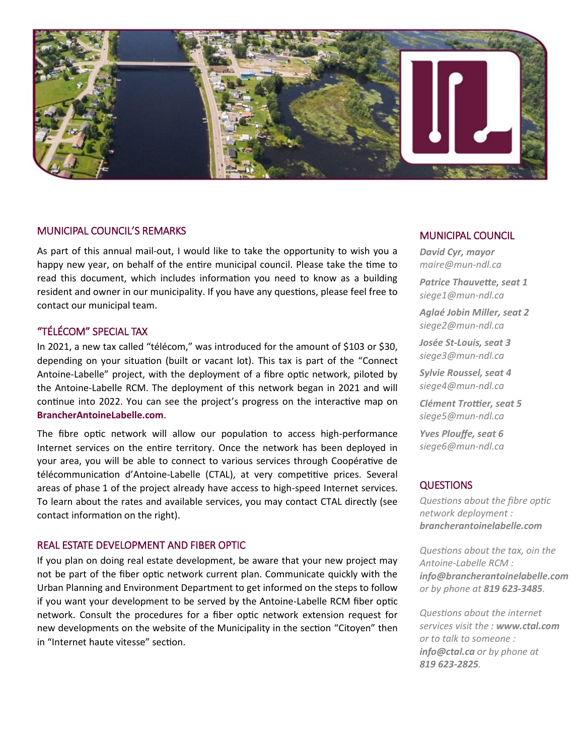## MUNICIPAL COUNCIL'S REMARKS

As part of this annual mail-out, I would like to take the opportunity to wish you a happy new year, on behalf of the entire municipal council. Please take the time to read this document, which includes information you need to know as a building resident and owner in our municipality. If you have any questions, please feel free to contact our municipal team.

## "TÉLÉCOM" SPECIAL TAX

In 2021, a new tax called "télécom," was introduced for the amount of $103 or $30, depending on your situation (built or vacant lot). This tax is part of the "Connect Antoine-Labelle" project, with the deployment of a fibre optic network, piloted by the Antoine-Labelle RCM. The deployment of this network began in 2021 and will continue into 2022. You can see the project's progress on the interactive map on **BrancherAntoineLabelle.com**.

The fibre optic network will allow our population to access high-performance Internet services on the entire territory. Once the network has been deployed in your area, you will be able to connect to various services through Coopérative de télécommunication d'Antoine-Labelle (CTAL), at very competitive prices. Several areas of phase 1 of the project already have access to high-speed Internet services. To learn about the rates and available services, you may contact CTAL directly (see contact information on the right).

## REAL ESTATE DEVELOPMENT AND FIBER OPTIC

If you plan on doing real estate development, be aware that your new project may not be part of the fiber optic network current plan. Communicate quickly with the Urban Planning and Environment Department to get informed on the steps to follow if you want your development to be served by the Antoine-Labelle RCM fiber optic network. Consult the procedures for a fiber optic network extension request for new developments on the website of the Municipality in the section "Citoyen" then in "Internet haute vitesse" section.

## MUNICIPAL COUNCIL

***David Cyr, mayor***
*maire@mun-ndl.ca*

***Patrice Thauvette, seat 1***
*siege1@mun-ndl.ca*

***Aglaé Jobin Miller, seat 2***
*siege2@mun-ndl.ca*

***Josée St-Louis, seat 3***
*siege3@mun-ndl.ca*

***Sylvie Roussel, seat 4***
*siege4@mun-ndl.ca*

***Clément Trottier, seat 5***
*siege5@mun-ndl.ca*

***Yves Plouffe, seat 6***
*siege6@mun-ndl.ca*

## QUESTIONS

*Questions about the fibre optic network deployment :* ***brancherantoinelabelle.com***

*Questions about the tax, oin the Antoine-Labelle RCM :* ***info@brancherantoinelabelle.com*** *or by phone at* ***819 623-3485****.*

*Questions about the internet services visit the :* ***www.ctal.com*** *or to talk to someone :* ***info@ctal.ca*** *or by phone at* ***819 623-2825****.*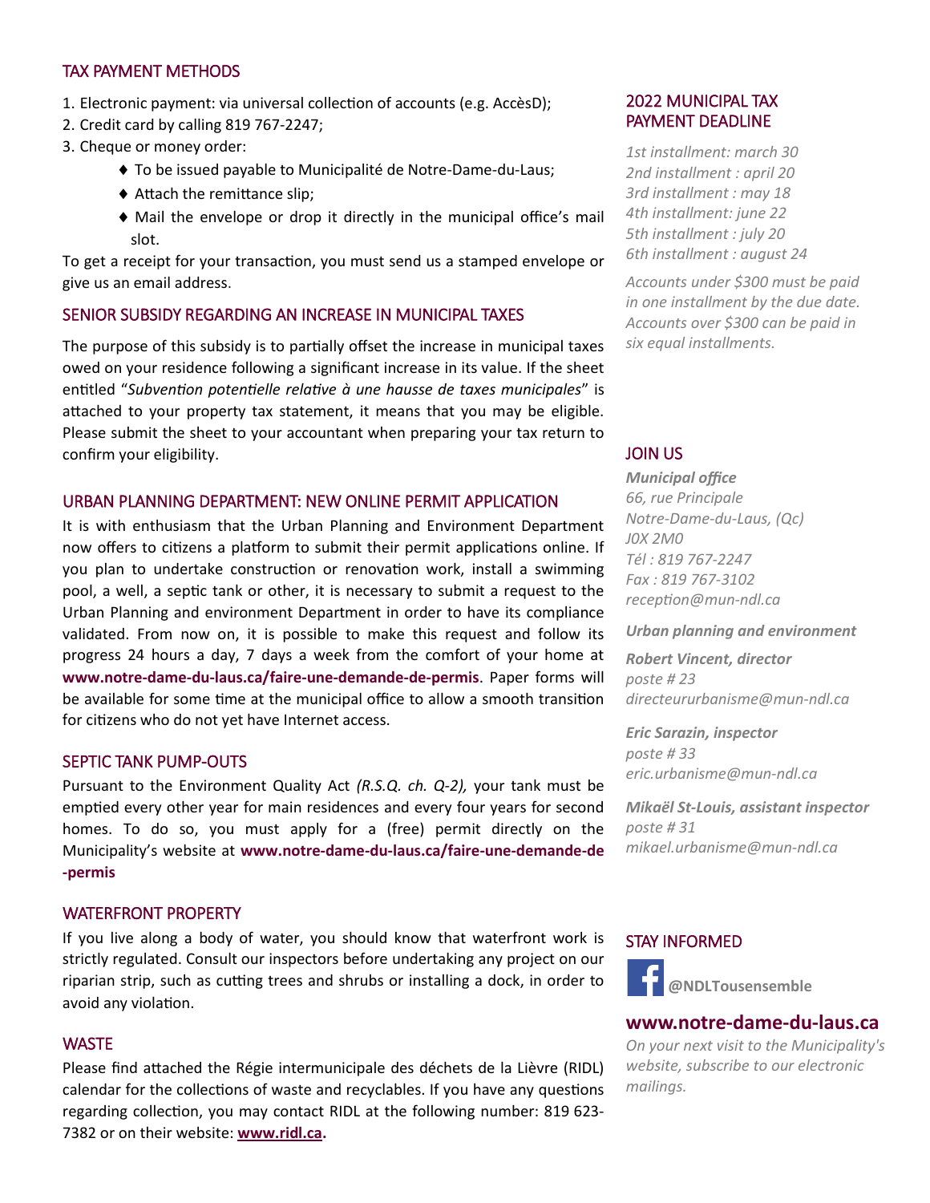## TAX PAYMENT METHODS

1. Electronic payment: via universal collection of accounts (e.g. AccèsD);
2. Credit card by calling 819 767-2247;
3. Cheque or money order:
   - To be issued payable to Municipalité de Notre-Dame-du-Laus;
   - Attach the remittance slip;
   - Mail the envelope or drop it directly in the municipal office's mail slot.

To get a receipt for your transaction, you must send us a stamped envelope or give us an email address.

## SENIOR SUBSIDY REGARDING AN INCREASE IN MUNICIPAL TAXES

The purpose of this subsidy is to partially offset the increase in municipal taxes owed on your residence following a significant increase in its value. If the sheet entitled "*Subvention potentielle relative à une hausse de taxes municipales*" is attached to your property tax statement, it means that you may be eligible. Please submit the sheet to your accountant when preparing your tax return to confirm your eligibility.

## URBAN PLANNING DEPARTMENT: NEW ONLINE PERMIT APPLICATION

It is with enthusiasm that the Urban Planning and Environment Department now offers to citizens a platform to submit their permit applications online. If you plan to undertake construction or renovation work, install a swimming pool, a well, a septic tank or other, it is necessary to submit a request to the Urban Planning and environment Department in order to have its compliance validated. From now on, it is possible to make this request and follow its progress 24 hours a day, 7 days a week from the comfort of your home at **www.notre-dame-du-laus.ca/faire-une-demande-de-permis**. Paper forms will be available for some time at the municipal office to allow a smooth transition for citizens who do not yet have Internet access.

## SEPTIC TANK PUMP-OUTS

Pursuant to the Environment Quality Act *(R.S.Q. ch. Q-2),* your tank must be emptied every other year for main residences and every four years for second homes. To do so, you must apply for a (free) permit directly on the Municipality's website at **www.notre-dame-du-laus.ca/faire-une-demande-de-permis**

## WATERFRONT PROPERTY

If you live along a body of water, you should know that waterfront work is strictly regulated. Consult our inspectors before undertaking any project on our riparian strip, such as cutting trees and shrubs or installing a dock, in order to avoid any violation.

## WASTE

Please find attached the Régie intermunicipale des déchets de la Lièvre (RIDL) calendar for the collections of waste and recyclables. If you have any questions regarding collection, you may contact RIDL at the following number: 819 623-7382 or on their website: **www.ridl.ca.**

## 2022 MUNICIPAL TAX PAYMENT DEADLINE

*1st installment: march 30*
*2nd installment : april 20*
*3rd installment : may 18*
*4th installment: june 22*
*5th installment : july 20*
*6th installment : august 24*

*Accounts under $300 must be paid in one installment by the due date. Accounts over $300 can be paid in six equal installments.*

## JOIN US

***Municipal office***
*66, rue Principale*
*Notre-Dame-du-Laus, (Qc)*
*J0X 2M0*
*Tél : 819 767-2247*
*Fax : 819 767-3102*
*reception@mun-ndl.ca*

***Urban planning and environment***

***Robert Vincent, director***
*poste # 23*
*directeururbanisme@mun-ndl.ca*

***Eric Sarazin, inspector***
*poste # 33*
*eric.urbanisme@mun-ndl.ca*

***Mikaël St-Louis, assistant inspector***
*poste # 31*
*mikael.urbanisme@mun-ndl.ca*

## STAY INFORMED

**@NDLTousensemble**

**www.notre-dame-du-laus.ca**

*On your next visit to the Municipality's website, subscribe to our electronic mailings.*